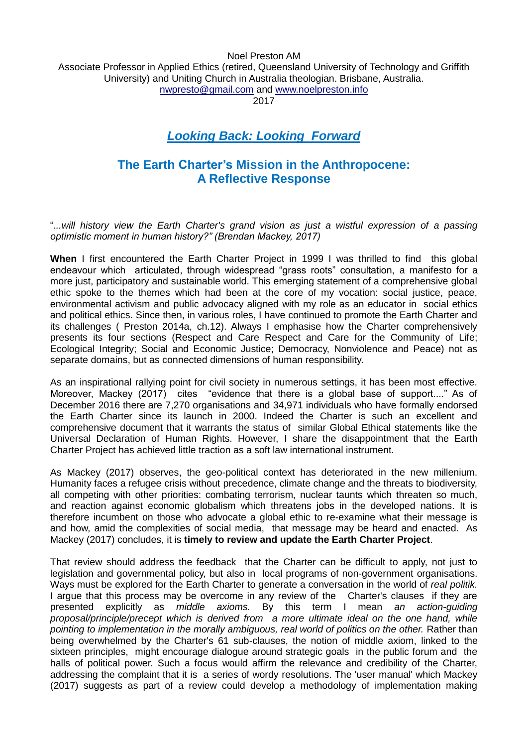Noel Preston AM
Associate Professor in Applied Ethics (retired, Queensland University of Technology and Griffith University) and Uniting Church in Australia theologian. Brisbane, Australia.
nwpresto@gmail.com and www.noelpreston.info
2017

# *Looking Back: Looking Forward*

## The Earth Charter's Mission in the Anthropocene: A Reflective Response

"*...will history view the Earth Charter's grand vision as just a wistful expression of a passing optimistic moment in human history?" (Brendan Mackey, 2017)*

**When** I first encountered the Earth Charter Project in 1999 I was thrilled to find this global endeavour which articulated, through widespread "grass roots" consultation, a manifesto for a more just, participatory and sustainable world. This emerging statement of a comprehensive global ethic spoke to the themes which had been at the core of my vocation: social justice, peace, environmental activism and public advocacy aligned with my role as an educator in social ethics and political ethics. Since then, in various roles, I have continued to promote the Earth Charter and its challenges ( Preston 2014a, ch.12). Always I emphasise how the Charter comprehensively presents its four sections (Respect and Care Respect and Care for the Community of Life; Ecological Integrity; Social and Economic Justice; Democracy, Nonviolence and Peace) not as separate domains, but as connected dimensions of human responsibility.

As an inspirational rallying point for civil society in numerous settings, it has been most effective. Moreover, Mackey (2017) cites "evidence that there is a global base of support...." As of December 2016 there are 7,270 organisations and 34,971 individuals who have formally endorsed the Earth Charter since its launch in 2000. Indeed the Charter is such an excellent and comprehensive document that it warrants the status of similar Global Ethical statements like the Universal Declaration of Human Rights. However, I share the disappointment that the Earth Charter Project has achieved little traction as a soft law international instrument.

As Mackey (2017) observes, the geo-political context has deteriorated in the new millenium. Humanity faces a refugee crisis without precedence, climate change and the threats to biodiversity, all competing with other priorities: combating terrorism, nuclear taunts which threaten so much, and reaction against economic globalism which threatens jobs in the developed nations. It is therefore incumbent on those who advocate a global ethic to re-examine what their message is and how, amid the complexities of social media, that message may be heard and enacted. As Mackey (2017) concludes, it is **timely to review and update the Earth Charter Project**.

That review should address the feedback that the Charter can be difficult to apply, not just to legislation and governmental policy, but also in local programs of non-government organisations. Ways must be explored for the Earth Charter to generate a conversation in the world of *real politik.* I argue that this process may be overcome in any review of the Charter's clauses if they are presented explicitly as *middle axioms.* By this term I mean *an action-guiding proposal/principle/precept which is derived from a more ultimate ideal on the one hand, while pointing to implementation in the morally ambiguous, real world of politics on the other.* Rather than being overwhelmed by the Charter's 61 sub-clauses, the notion of middle axiom, linked to the sixteen principles, might encourage dialogue around strategic goals in the public forum and the halls of political power. Such a focus would affirm the relevance and credibility of the Charter, addressing the complaint that it is a series of wordy resolutions. The 'user manual' which Mackey (2017) suggests as part of a review could develop a methodology of implementation making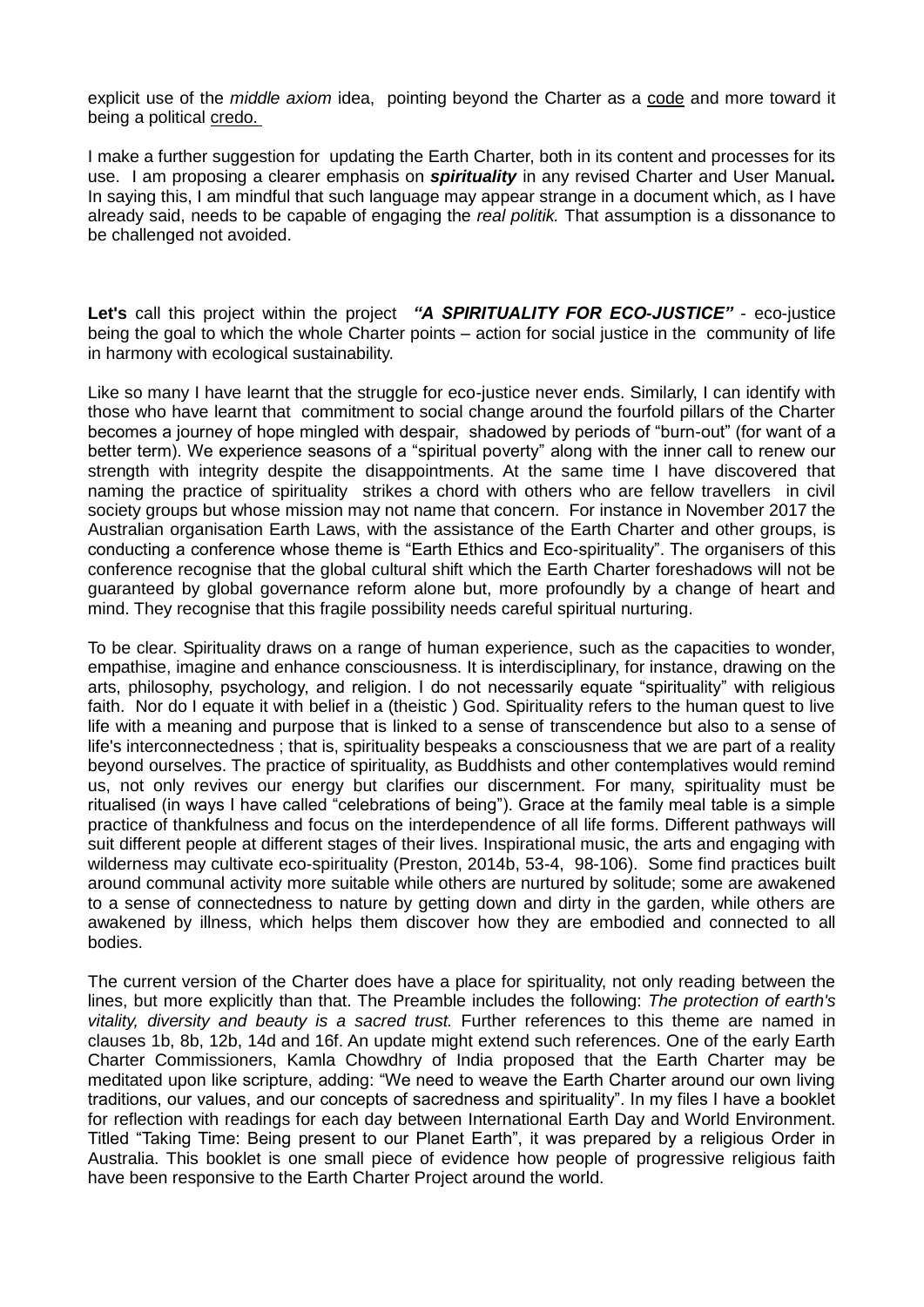explicit use of the *middle axiom* idea, pointing beyond the Charter as a code and more toward it being a political credo.

I make a further suggestion for updating the Earth Charter, both in its content and processes for its use. I am proposing a clearer emphasis on ***spirituality*** in any revised Charter and User Manual***.*** In saying this, I am mindful that such language may appear strange in a document which, as I have already said, needs to be capable of engaging the *real politik.* That assumption is a dissonance to be challenged not avoided.

**Let's** call this project within the project ***"A SPIRITUALITY FOR ECO-JUSTICE"*** - eco-justice being the goal to which the whole Charter points – action for social justice in the community of life in harmony with ecological sustainability.

Like so many I have learnt that the struggle for eco-justice never ends. Similarly, I can identify with those who have learnt that commitment to social change around the fourfold pillars of the Charter becomes a journey of hope mingled with despair, shadowed by periods of "burn-out" (for want of a better term). We experience seasons of a "spiritual poverty" along with the inner call to renew our strength with integrity despite the disappointments. At the same time I have discovered that naming the practice of spirituality strikes a chord with others who are fellow travellers in civil society groups but whose mission may not name that concern. For instance in November 2017 the Australian organisation Earth Laws, with the assistance of the Earth Charter and other groups, is conducting a conference whose theme is "Earth Ethics and Eco-spirituality". The organisers of this conference recognise that the global cultural shift which the Earth Charter foreshadows will not be guaranteed by global governance reform alone but, more profoundly by a change of heart and mind. They recognise that this fragile possibility needs careful spiritual nurturing.

To be clear. Spirituality draws on a range of human experience, such as the capacities to wonder, empathise, imagine and enhance consciousness. It is interdisciplinary, for instance, drawing on the arts, philosophy, psychology, and religion. I do not necessarily equate "spirituality" with religious faith. Nor do I equate it with belief in a (theistic ) God. Spirituality refers to the human quest to live life with a meaning and purpose that is linked to a sense of transcendence but also to a sense of life's interconnectedness ; that is, spirituality bespeaks a consciousness that we are part of a reality beyond ourselves. The practice of spirituality, as Buddhists and other contemplatives would remind us, not only revives our energy but clarifies our discernment. For many, spirituality must be ritualised (in ways I have called "celebrations of being"). Grace at the family meal table is a simple practice of thankfulness and focus on the interdependence of all life forms. Different pathways will suit different people at different stages of their lives. Inspirational music, the arts and engaging with wilderness may cultivate eco-spirituality (Preston, 2014b, 53-4, 98-106). Some find practices built around communal activity more suitable while others are nurtured by solitude; some are awakened to a sense of connectedness to nature by getting down and dirty in the garden, while others are awakened by illness, which helps them discover how they are embodied and connected to all bodies.

The current version of the Charter does have a place for spirituality, not only reading between the lines, but more explicitly than that. The Preamble includes the following: *The protection of earth's vitality, diversity and beauty is a sacred trust.* Further references to this theme are named in clauses 1b, 8b, 12b, 14d and 16f. An update might extend such references. One of the early Earth Charter Commissioners, Kamla Chowdhry of India proposed that the Earth Charter may be meditated upon like scripture, adding: "We need to weave the Earth Charter around our own living traditions, our values, and our concepts of sacredness and spirituality". In my files I have a booklet for reflection with readings for each day between International Earth Day and World Environment. Titled "Taking Time: Being present to our Planet Earth", it was prepared by a religious Order in Australia. This booklet is one small piece of evidence how people of progressive religious faith have been responsive to the Earth Charter Project around the world.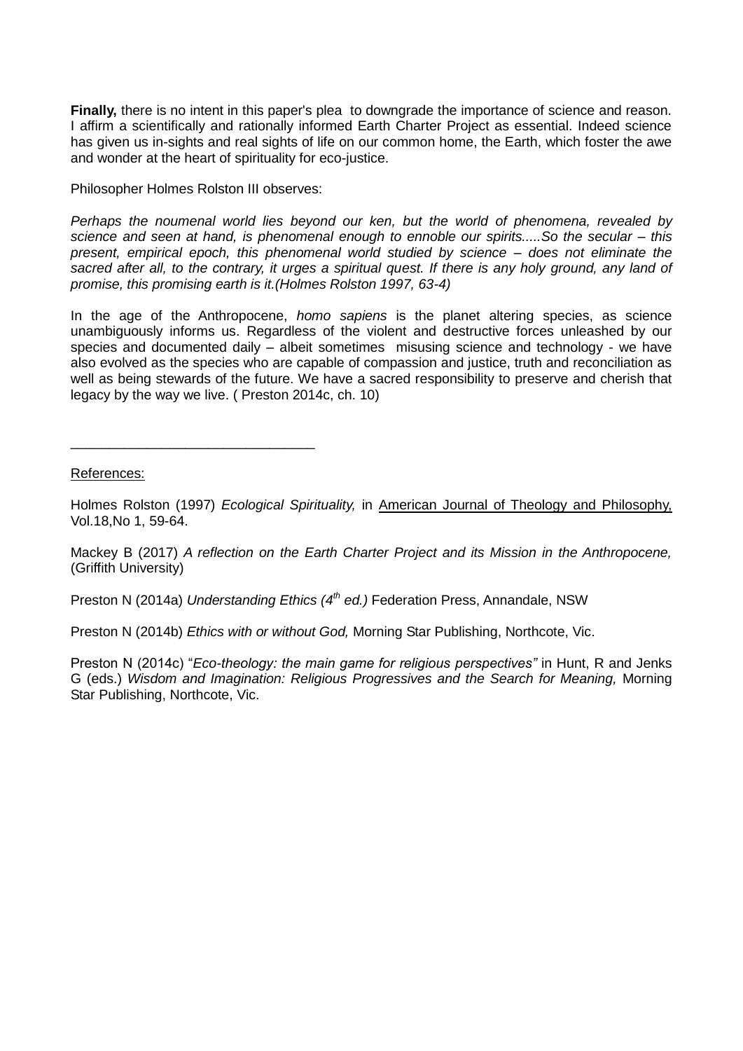**Finally,** there is no intent in this paper's plea to downgrade the importance of science and reason. I affirm a scientifically and rationally informed Earth Charter Project as essential. Indeed science has given us in-sights and real sights of life on our common home, the Earth, which foster the awe and wonder at the heart of spirituality for eco-justice.

Philosopher Holmes Rolston III observes:

*Perhaps the noumenal world lies beyond our ken, but the world of phenomena, revealed by science and seen at hand, is phenomenal enough to ennoble our spirits.....So the secular – this present, empirical epoch, this phenomenal world studied by science – does not eliminate the sacred after all, to the contrary, it urges a spiritual quest. If there is any holy ground, any land of promise, this promising earth is it.(Holmes Rolston 1997, 63-4)*

In the age of the Anthropocene, *homo sapiens* is the planet altering species, as science unambiguously informs us. Regardless of the violent and destructive forces unleashed by our species and documented daily – albeit sometimes misusing science and technology - we have also evolved as the species who are capable of compassion and justice, truth and reconciliation as well as being stewards of the future. We have a sacred responsibility to preserve and cherish that legacy by the way we live. ( Preston 2014c, ch. 10)

________________________________

References:

Holmes Rolston (1997) *Ecological Spirituality,* in American Journal of Theology and Philosophy, Vol.18,No 1, 59-64.

Mackey B (2017) *A reflection on the Earth Charter Project and its Mission in the Anthropocene,* (Griffith University)

Preston N (2014a) *Understanding Ethics (4th ed.)* Federation Press, Annandale, NSW

Preston N (2014b) *Ethics with or without God,* Morning Star Publishing, Northcote, Vic.

Preston N (2014c) "*Eco-theology: the main game for religious perspectives"* in Hunt, R and Jenks G (eds.) *Wisdom and Imagination: Religious Progressives and the Search for Meaning,* Morning Star Publishing, Northcote, Vic.